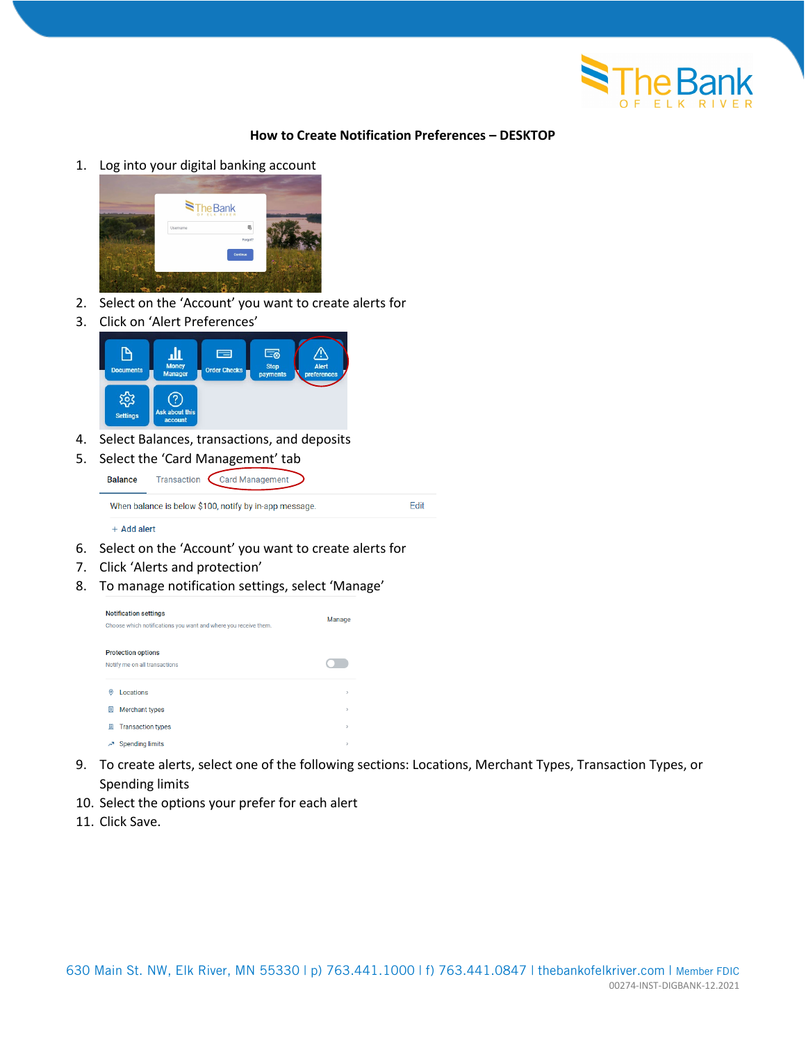# How to Create Notification Preferences – DESKTOP

1. Log into your digital banking account
2. Select on the 'Account' you want to create alerts for
3. Click on 'Alert Preferences'
4. Select Balances, transactions, and deposits
5. Select the 'Card Management' tab
6. Select on the 'Account' you want to create alerts for
7. Click 'Alerts and protection'
8. To manage notification settings, select 'Manage'
9. To create alerts, select one of the following sections: Locations, Merchant Types, Transaction Types, or Spending limits
10. Select the options your prefer for each alert
11. Click Save.

630 Main St. NW, Elk River, MN 55330 | p) 763.441.1000 | f) 763.441.0847 | thebankofelkriver.com | Member FDIC

00274-INST-DIGBANK-12.2021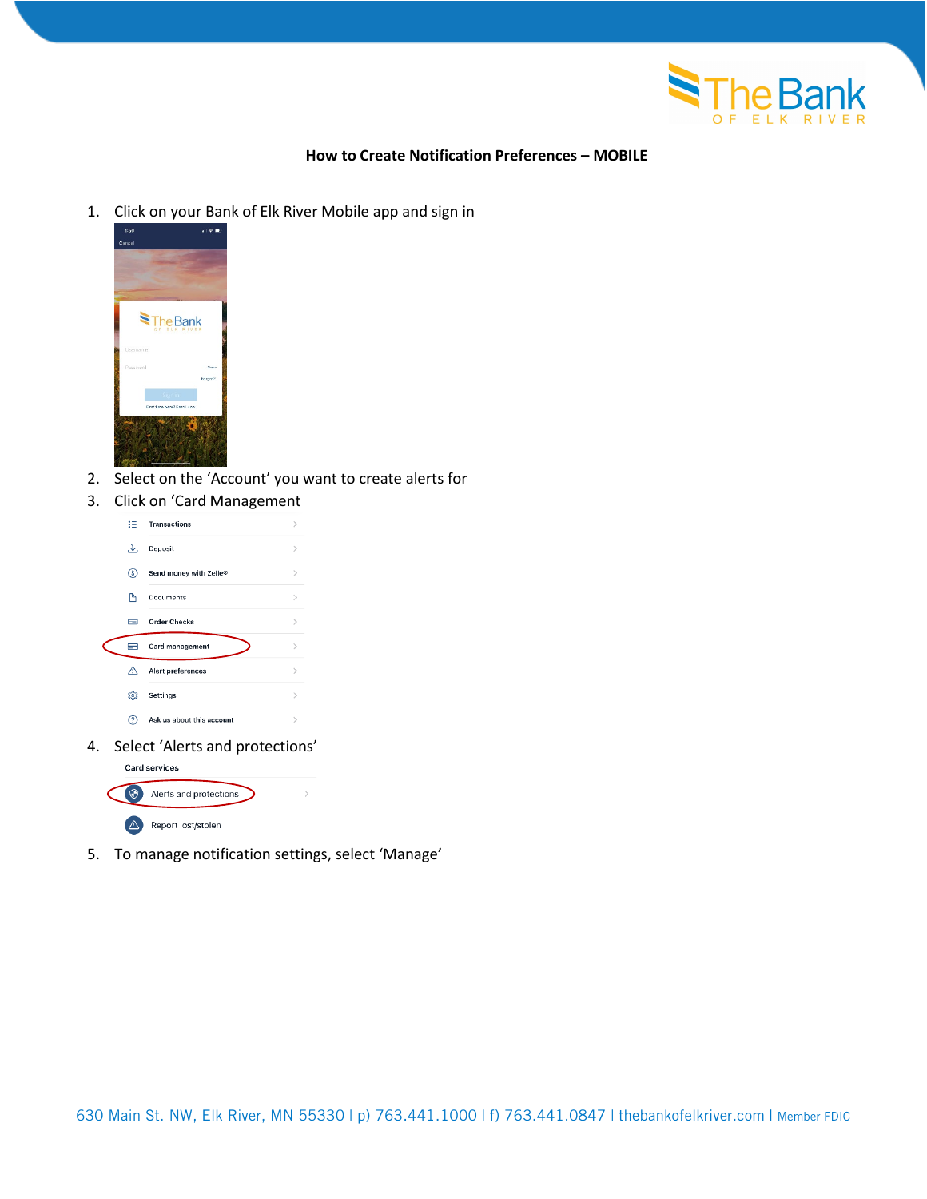**How to Create Notification Preferences – MOBILE**

1. Click on your Bank of Elk River Mobile app and sign in
2. Select on the 'Account' you want to create alerts for
3. Click on 'Card Management
4. Select 'Alerts and protections'
5. To manage notification settings, select 'Manage'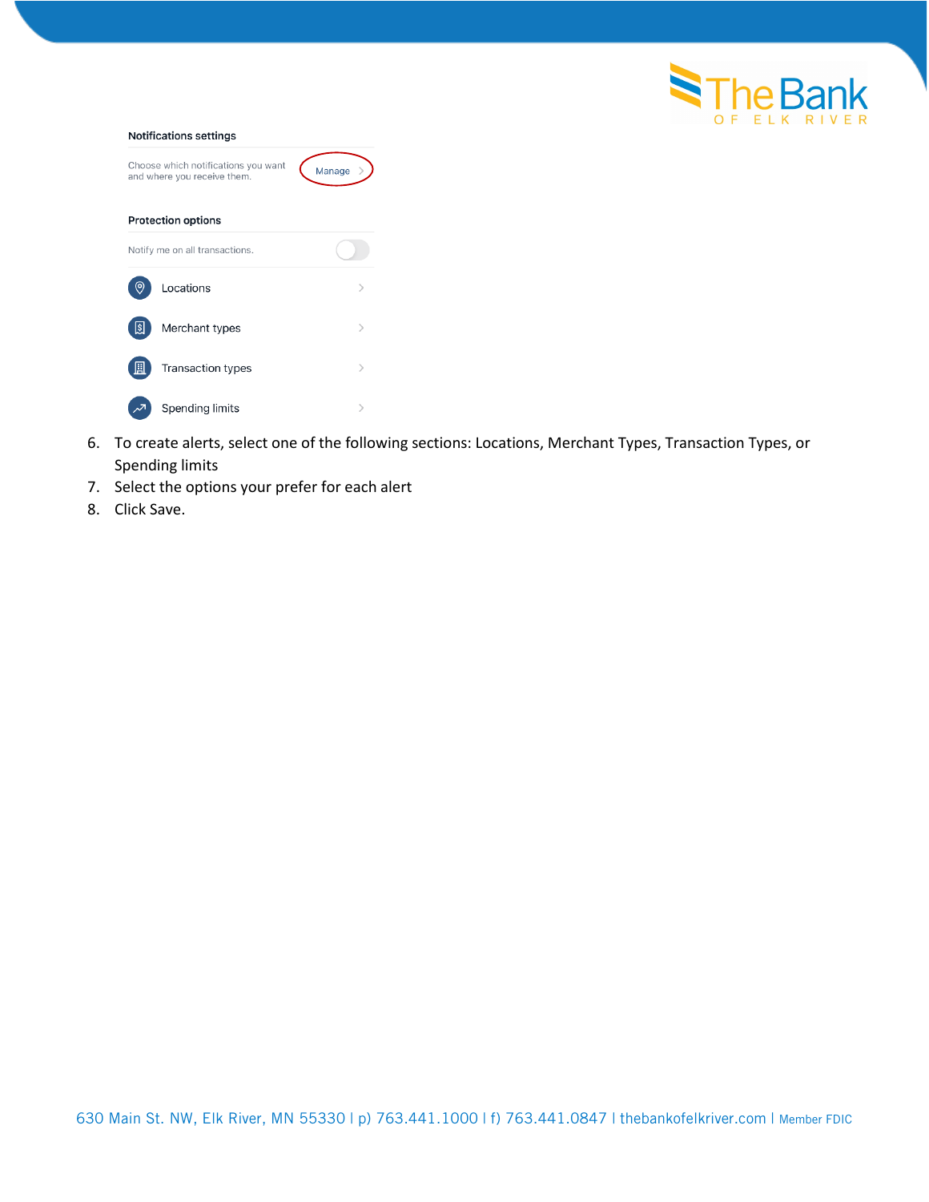Notifications settings

Choose which notifications you want and where you receive them. Manage >

Protection options

Notify me on all transactions.

Locations >

Merchant types >

Transaction types >

Spending limits >

6. To create alerts, select one of the following sections: Locations, Merchant Types, Transaction Types, or Spending limits
7. Select the options your prefer for each alert
8. Click Save.

630 Main St. NW, Elk River, MN 55330 | p) 763.441.1000 | f) 763.441.0847 | thebankofelkriver.com | Member FDIC